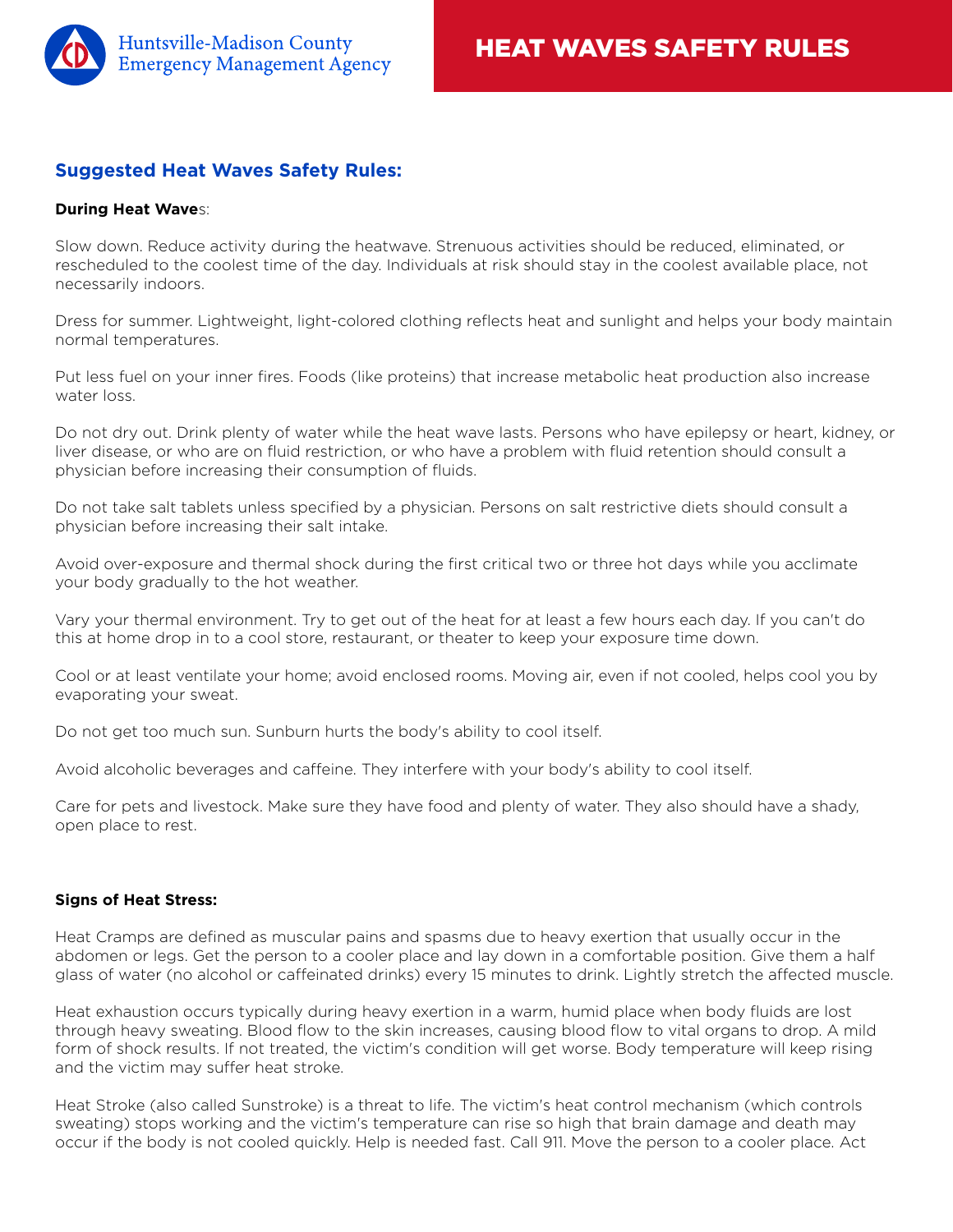Huntsville-Madison County Emergency Management Agency

# HEAT WAVES SAFETY RULES

## Suggested Heat Waves Safety Rules:

**During Heat Wave**s:

Slow down. Reduce activity during the heatwave. Strenuous activities should be reduced, eliminated, or rescheduled to the coolest time of the day. Individuals at risk should stay in the coolest available place, not necessarily indoors.

Dress for summer. Lightweight, light-colored clothing reflects heat and sunlight and helps your body maintain normal temperatures.

Put less fuel on your inner fires. Foods (like proteins) that increase metabolic heat production also increase water loss.

Do not dry out. Drink plenty of water while the heat wave lasts. Persons who have epilepsy or heart, kidney, or liver disease, or who are on fluid restriction, or who have a problem with fluid retention should consult a physician before increasing their consumption of fluids.

Do not take salt tablets unless specified by a physician. Persons on salt restrictive diets should consult a physician before increasing their salt intake.

Avoid over-exposure and thermal shock during the first critical two or three hot days while you acclimate your body gradually to the hot weather.

Vary your thermal environment. Try to get out of the heat for at least a few hours each day. If you can't do this at home drop in to a cool store, restaurant, or theater to keep your exposure time down.

Cool or at least ventilate your home; avoid enclosed rooms. Moving air, even if not cooled, helps cool you by evaporating your sweat.

Do not get too much sun. Sunburn hurts the body's ability to cool itself.

Avoid alcoholic beverages and caffeine. They interfere with your body's ability to cool itself.

Care for pets and livestock. Make sure they have food and plenty of water. They also should have a shady, open place to rest.

**Signs of Heat Stress:**

Heat Cramps are defined as muscular pains and spasms due to heavy exertion that usually occur in the abdomen or legs. Get the person to a cooler place and lay down in a comfortable position. Give them a half glass of water (no alcohol or caffeinated drinks) every 15 minutes to drink. Lightly stretch the affected muscle.

Heat exhaustion occurs typically during heavy exertion in a warm, humid place when body fluids are lost through heavy sweating. Blood flow to the skin increases, causing blood flow to vital organs to drop. A mild form of shock results. If not treated, the victim's condition will get worse. Body temperature will keep rising and the victim may suffer heat stroke.

Heat Stroke (also called Sunstroke) is a threat to life. The victim's heat control mechanism (which controls sweating) stops working and the victim's temperature can rise so high that brain damage and death may occur if the body is not cooled quickly. Help is needed fast. Call 911. Move the person to a cooler place. Act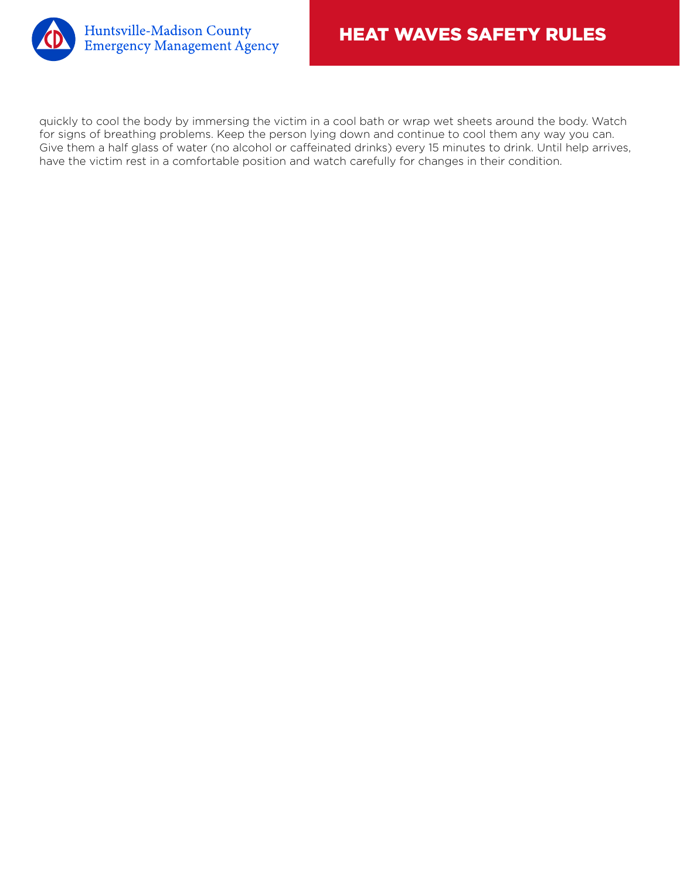quickly to cool the body by immersing the victim in a cool bath or wrap wet sheets around the body. Watch for signs of breathing problems. Keep the person lying down and continue to cool them any way you can. Give them a half glass of water (no alcohol or caffeinated drinks) every 15 minutes to drink. Until help arrives, have the victim rest in a comfortable position and watch carefully for changes in their condition.